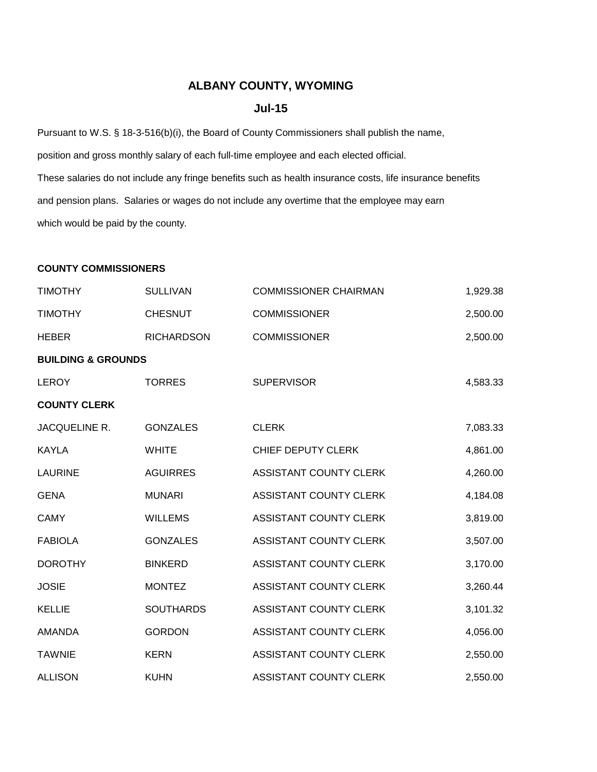# ALBANY COUNTY, WYOMING

## Jul-15

Pursuant to W.S. § 18-3-516(b)(i), the Board of County Commissioners shall publish the name, position and gross monthly salary of each full-time employee and each elected official. These salaries do not include any fringe benefits such as health insurance costs, life insurance benefits and pension plans. Salaries or wages do not include any overtime that the employee may earn which would be paid by the county.

| | | | |
|---|---|---|---|
| **COUNTY COMMISSIONERS** | | | |
| TIMOTHY | SULLIVAN | COMMISSIONER CHAIRMAN | 1,929.38 |
| TIMOTHY | CHESNUT | COMMISSIONER | 2,500.00 |
| HEBER | RICHARDSON | COMMISSIONER | 2,500.00 |
| **BUILDING & GROUNDS** | | | |
| LEROY | TORRES | SUPERVISOR | 4,583.33 |
| **COUNTY CLERK** | | | |
| JACQUELINE R. | GONZALES | CLERK | 7,083.33 |
| KAYLA | WHITE | CHIEF DEPUTY CLERK | 4,861.00 |
| LAURINE | AGUIRRES | ASSISTANT COUNTY CLERK | 4,260.00 |
| GENA | MUNARI | ASSISTANT COUNTY CLERK | 4,184.08 |
| CAMY | WILLEMS | ASSISTANT COUNTY CLERK | 3,819.00 |
| FABIOLA | GONZALES | ASSISTANT COUNTY CLERK | 3,507.00 |
| DOROTHY | BINKERD | ASSISTANT COUNTY CLERK | 3,170.00 |
| JOSIE | MONTEZ | ASSISTANT COUNTY CLERK | 3,260.44 |
| KELLIE | SOUTHARDS | ASSISTANT COUNTY CLERK | 3,101.32 |
| AMANDA | GORDON | ASSISTANT COUNTY CLERK | 4,056.00 |
| TAWNIE | KERN | ASSISTANT COUNTY CLERK | 2,550.00 |
| ALLISON | KUHN | ASSISTANT COUNTY CLERK | 2,550.00 |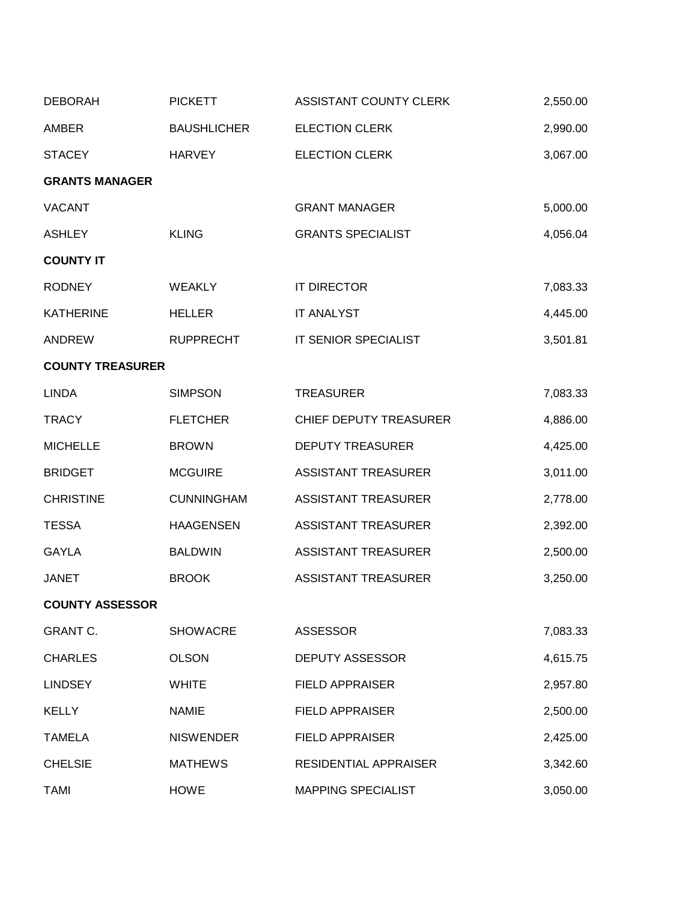| | | | |
|---|---|---|---|
| DEBORAH | PICKETT | ASSISTANT COUNTY CLERK | 2,550.00 |
| AMBER | BAUSHLICHER | ELECTION CLERK | 2,990.00 |
| STACEY | HARVEY | ELECTION CLERK | 3,067.00 |
| **GRANTS MANAGER** | | | |
| VACANT | | GRANT MANAGER | 5,000.00 |
| ASHLEY | KLING | GRANTS SPECIALIST | 4,056.04 |
| **COUNTY IT** | | | |
| RODNEY | WEAKLY | IT DIRECTOR | 7,083.33 |
| KATHERINE | HELLER | IT ANALYST | 4,445.00 |
| ANDREW | RUPPRECHT | IT SENIOR SPECIALIST | 3,501.81 |
| **COUNTY TREASURER** | | | |
| LINDA | SIMPSON | TREASURER | 7,083.33 |
| TRACY | FLETCHER | CHIEF DEPUTY TREASURER | 4,886.00 |
| MICHELLE | BROWN | DEPUTY TREASURER | 4,425.00 |
| BRIDGET | MCGUIRE | ASSISTANT TREASURER | 3,011.00 |
| CHRISTINE | CUNNINGHAM | ASSISTANT TREASURER | 2,778.00 |
| TESSA | HAAGENSEN | ASSISTANT TREASURER | 2,392.00 |
| GAYLA | BALDWIN | ASSISTANT TREASURER | 2,500.00 |
| JANET | BROOK | ASSISTANT TREASURER | 3,250.00 |
| **COUNTY ASSESSOR** | | | |
| GRANT C. | SHOWACRE | ASSESSOR | 7,083.33 |
| CHARLES | OLSON | DEPUTY ASSESSOR | 4,615.75 |
| LINDSEY | WHITE | FIELD APPRAISER | 2,957.80 |
| KELLY | NAMIE | FIELD APPRAISER | 2,500.00 |
| TAMELA | NISWENDER | FIELD APPRAISER | 2,425.00 |
| CHELSIE | MATHEWS | RESIDENTIAL APPRAISER | 3,342.60 |
| TAMI | HOWE | MAPPING SPECIALIST | 3,050.00 |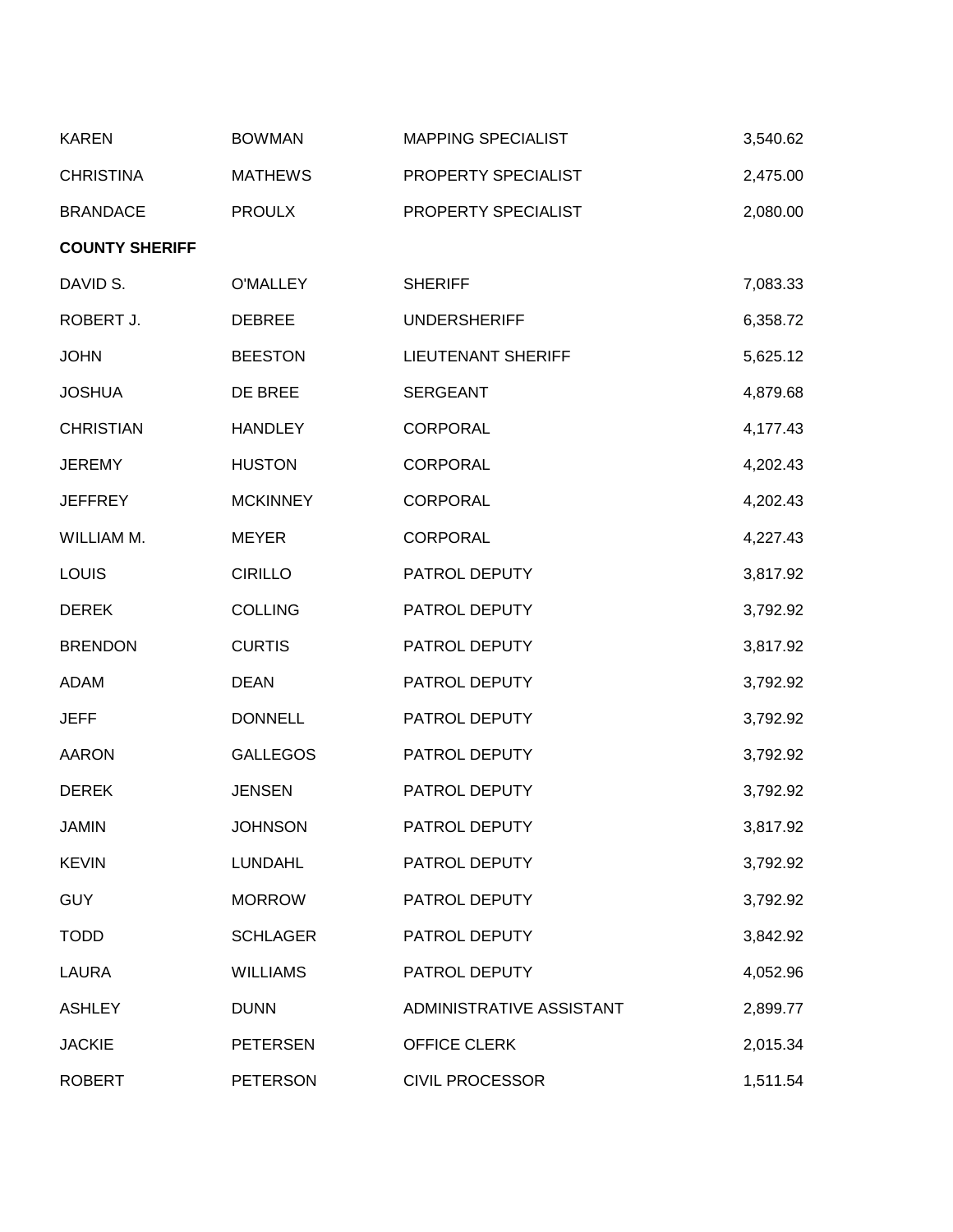| | | | |
|---|---|---|---|
| KAREN | BOWMAN | MAPPING SPECIALIST | 3,540.62 |
| CHRISTINA | MATHEWS | PROPERTY SPECIALIST | 2,475.00 |
| BRANDACE | PROULX | PROPERTY SPECIALIST | 2,080.00 |
| **COUNTY SHERIFF** | | | |
| DAVID S. | O'MALLEY | SHERIFF | 7,083.33 |
| ROBERT J. | DEBREE | UNDERSHERIFF | 6,358.72 |
| JOHN | BEESTON | LIEUTENANT SHERIFF | 5,625.12 |
| JOSHUA | DE BREE | SERGEANT | 4,879.68 |
| CHRISTIAN | HANDLEY | CORPORAL | 4,177.43 |
| JEREMY | HUSTON | CORPORAL | 4,202.43 |
| JEFFREY | MCKINNEY | CORPORAL | 4,202.43 |
| WILLIAM M. | MEYER | CORPORAL | 4,227.43 |
| LOUIS | CIRILLO | PATROL DEPUTY | 3,817.92 |
| DEREK | COLLING | PATROL DEPUTY | 3,792.92 |
| BRENDON | CURTIS | PATROL DEPUTY | 3,817.92 |
| ADAM | DEAN | PATROL DEPUTY | 3,792.92 |
| JEFF | DONNELL | PATROL DEPUTY | 3,792.92 |
| AARON | GALLEGOS | PATROL DEPUTY | 3,792.92 |
| DEREK | JENSEN | PATROL DEPUTY | 3,792.92 |
| JAMIN | JOHNSON | PATROL DEPUTY | 3,817.92 |
| KEVIN | LUNDAHL | PATROL DEPUTY | 3,792.92 |
| GUY | MORROW | PATROL DEPUTY | 3,792.92 |
| TODD | SCHLAGER | PATROL DEPUTY | 3,842.92 |
| LAURA | WILLIAMS | PATROL DEPUTY | 4,052.96 |
| ASHLEY | DUNN | ADMINISTRATIVE ASSISTANT | 2,899.77 |
| JACKIE | PETERSEN | OFFICE CLERK | 2,015.34 |
| ROBERT | PETERSON | CIVIL PROCESSOR | 1,511.54 |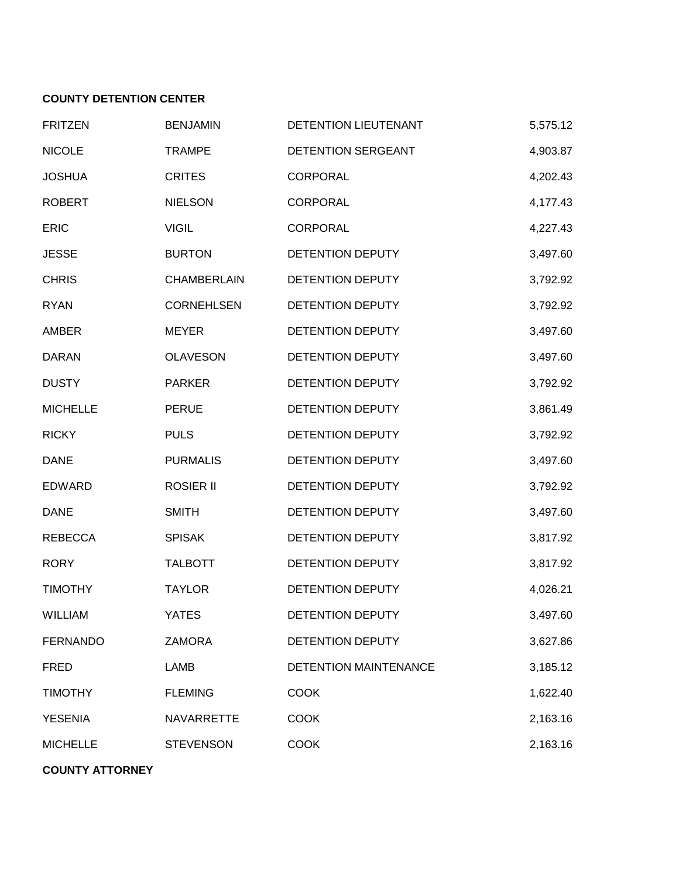**COUNTY DETENTION CENTER**

| | | | |
|---|---|---|---|
| FRITZEN | BENJAMIN | DETENTION LIEUTENANT | 5,575.12 |
| NICOLE | TRAMPE | DETENTION SERGEANT | 4,903.87 |
| JOSHUA | CRITES | CORPORAL | 4,202.43 |
| ROBERT | NIELSON | CORPORAL | 4,177.43 |
| ERIC | VIGIL | CORPORAL | 4,227.43 |
| JESSE | BURTON | DETENTION DEPUTY | 3,497.60 |
| CHRIS | CHAMBERLAIN | DETENTION DEPUTY | 3,792.92 |
| RYAN | CORNEHLSEN | DETENTION DEPUTY | 3,792.92 |
| AMBER | MEYER | DETENTION DEPUTY | 3,497.60 |
| DARAN | OLAVESON | DETENTION DEPUTY | 3,497.60 |
| DUSTY | PARKER | DETENTION DEPUTY | 3,792.92 |
| MICHELLE | PERUE | DETENTION DEPUTY | 3,861.49 |
| RICKY | PULS | DETENTION DEPUTY | 3,792.92 |
| DANE | PURMALIS | DETENTION DEPUTY | 3,497.60 |
| EDWARD | ROSIER II | DETENTION DEPUTY | 3,792.92 |
| DANE | SMITH | DETENTION DEPUTY | 3,497.60 |
| REBECCA | SPISAK | DETENTION DEPUTY | 3,817.92 |
| RORY | TALBOTT | DETENTION DEPUTY | 3,817.92 |
| TIMOTHY | TAYLOR | DETENTION DEPUTY | 4,026.21 |
| WILLIAM | YATES | DETENTION DEPUTY | 3,497.60 |
| FERNANDO | ZAMORA | DETENTION DEPUTY | 3,627.86 |
| FRED | LAMB | DETENTION MAINTENANCE | 3,185.12 |
| TIMOTHY | FLEMING | COOK | 1,622.40 |
| YESENIA | NAVARRETTE | COOK | 2,163.16 |
| MICHELLE | STEVENSON | COOK | 2,163.16 |

**COUNTY ATTORNEY**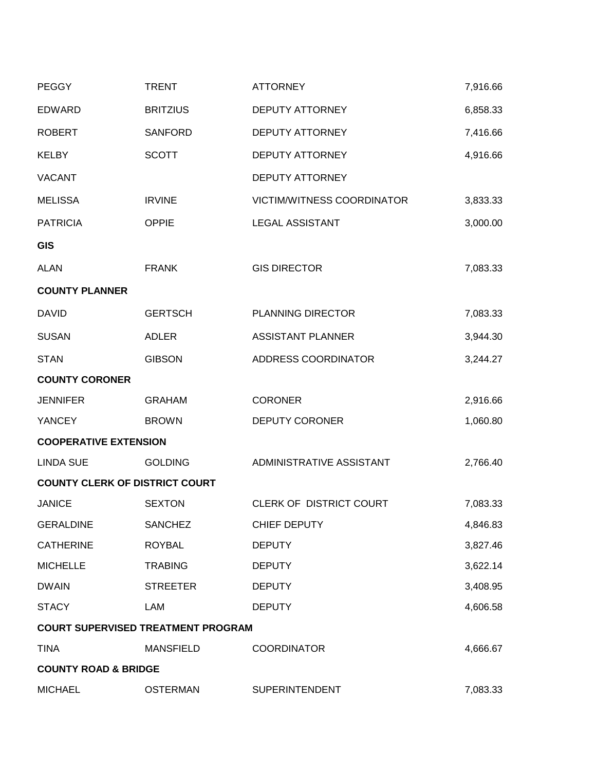| | | | |
|---|---|---|---|
| PEGGY | TRENT | ATTORNEY | 7,916.66 |
| EDWARD | BRITZIUS | DEPUTY ATTORNEY | 6,858.33 |
| ROBERT | SANFORD | DEPUTY ATTORNEY | 7,416.66 |
| KELBY | SCOTT | DEPUTY ATTORNEY | 4,916.66 |
| VACANT | | DEPUTY ATTORNEY | |
| MELISSA | IRVINE | VICTIM/WITNESS COORDINATOR | 3,833.33 |
| PATRICIA | OPPIE | LEGAL ASSISTANT | 3,000.00 |
| **GIS** | | | |
| ALAN | FRANK | GIS DIRECTOR | 7,083.33 |
| **COUNTY PLANNER** | | | |
| DAVID | GERTSCH | PLANNING DIRECTOR | 7,083.33 |
| SUSAN | ADLER | ASSISTANT PLANNER | 3,944.30 |
| STAN | GIBSON | ADDRESS COORDINATOR | 3,244.27 |
| **COUNTY CORONER** | | | |
| JENNIFER | GRAHAM | CORONER | 2,916.66 |
| YANCEY | BROWN | DEPUTY CORONER | 1,060.80 |
| **COOPERATIVE EXTENSION** | | | |
| LINDA SUE | GOLDING | ADMINISTRATIVE ASSISTANT | 2,766.40 |
| **COUNTY CLERK OF DISTRICT COURT** | | | |
| JANICE | SEXTON | CLERK OF DISTRICT COURT | 7,083.33 |
| GERALDINE | SANCHEZ | CHIEF DEPUTY | 4,846.83 |
| CATHERINE | ROYBAL | DEPUTY | 3,827.46 |
| MICHELLE | TRABING | DEPUTY | 3,622.14 |
| DWAIN | STREETER | DEPUTY | 3,408.95 |
| STACY | LAM | DEPUTY | 4,606.58 |
| **COURT SUPERVISED TREATMENT PROGRAM** | | | |
| TINA | MANSFIELD | COORDINATOR | 4,666.67 |
| **COUNTY ROAD & BRIDGE** | | | |
| MICHAEL | OSTERMAN | SUPERINTENDENT | 7,083.33 |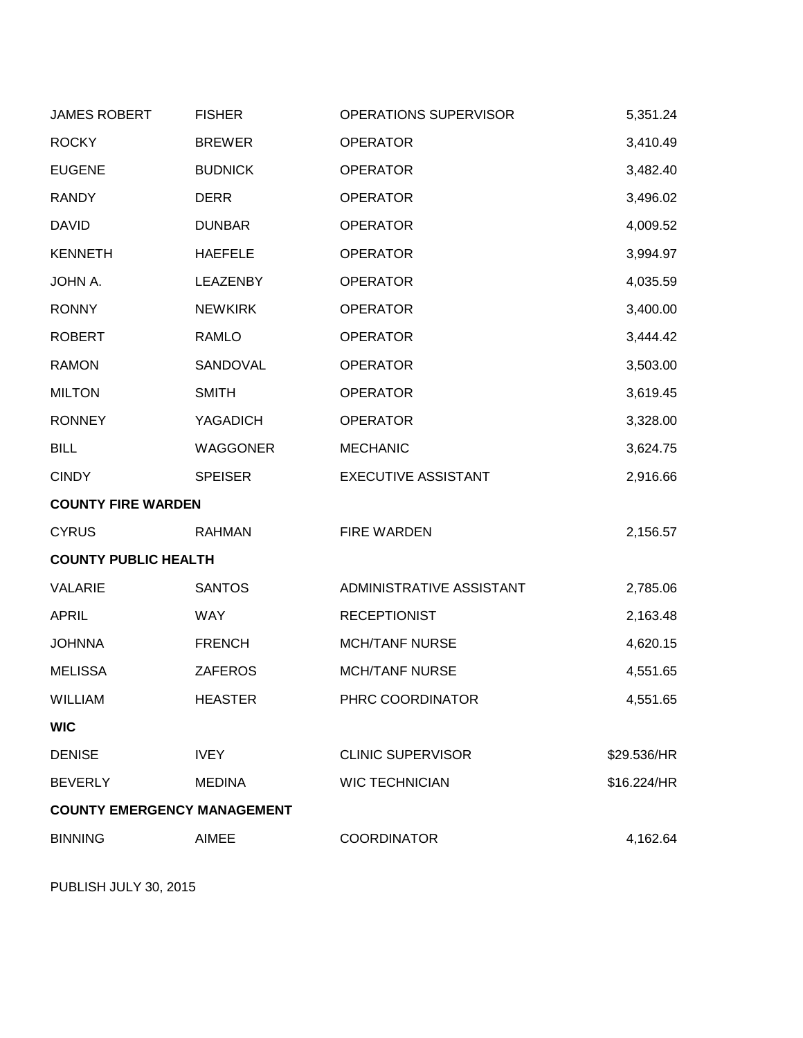| | | | |
|---|---|---|---|
| JAMES ROBERT | FISHER | OPERATIONS SUPERVISOR | 5,351.24 |
| ROCKY | BREWER | OPERATOR | 3,410.49 |
| EUGENE | BUDNICK | OPERATOR | 3,482.40 |
| RANDY | DERR | OPERATOR | 3,496.02 |
| DAVID | DUNBAR | OPERATOR | 4,009.52 |
| KENNETH | HAEFELE | OPERATOR | 3,994.97 |
| JOHN A. | LEAZENBY | OPERATOR | 4,035.59 |
| RONNY | NEWKIRK | OPERATOR | 3,400.00 |
| ROBERT | RAMLO | OPERATOR | 3,444.42 |
| RAMON | SANDOVAL | OPERATOR | 3,503.00 |
| MILTON | SMITH | OPERATOR | 3,619.45 |
| RONNEY | YAGADICH | OPERATOR | 3,328.00 |
| BILL | WAGGONER | MECHANIC | 3,624.75 |
| CINDY | SPEISER | EXECUTIVE ASSISTANT | 2,916.66 |
| **COUNTY FIRE WARDEN** | | | |
| CYRUS | RAHMAN | FIRE WARDEN | 2,156.57 |
| **COUNTY PUBLIC HEALTH** | | | |
| VALARIE | SANTOS | ADMINISTRATIVE ASSISTANT | 2,785.06 |
| APRIL | WAY | RECEPTIONIST | 2,163.48 |
| JOHNNA | FRENCH | MCH/TANF NURSE | 4,620.15 |
| MELISSA | ZAFEROS | MCH/TANF NURSE | 4,551.65 |
| WILLIAM | HEASTER | PHRC COORDINATOR | 4,551.65 |
| **WIC** | | | |
| DENISE | IVEY | CLINIC SUPERVISOR | $29.536/HR |
| BEVERLY | MEDINA | WIC TECHNICIAN | $16.224/HR |
| **COUNTY EMERGENCY MANAGEMENT** | | | |
| BINNING | AIMEE | COORDINATOR | 4,162.64 |

PUBLISH JULY 30, 2015